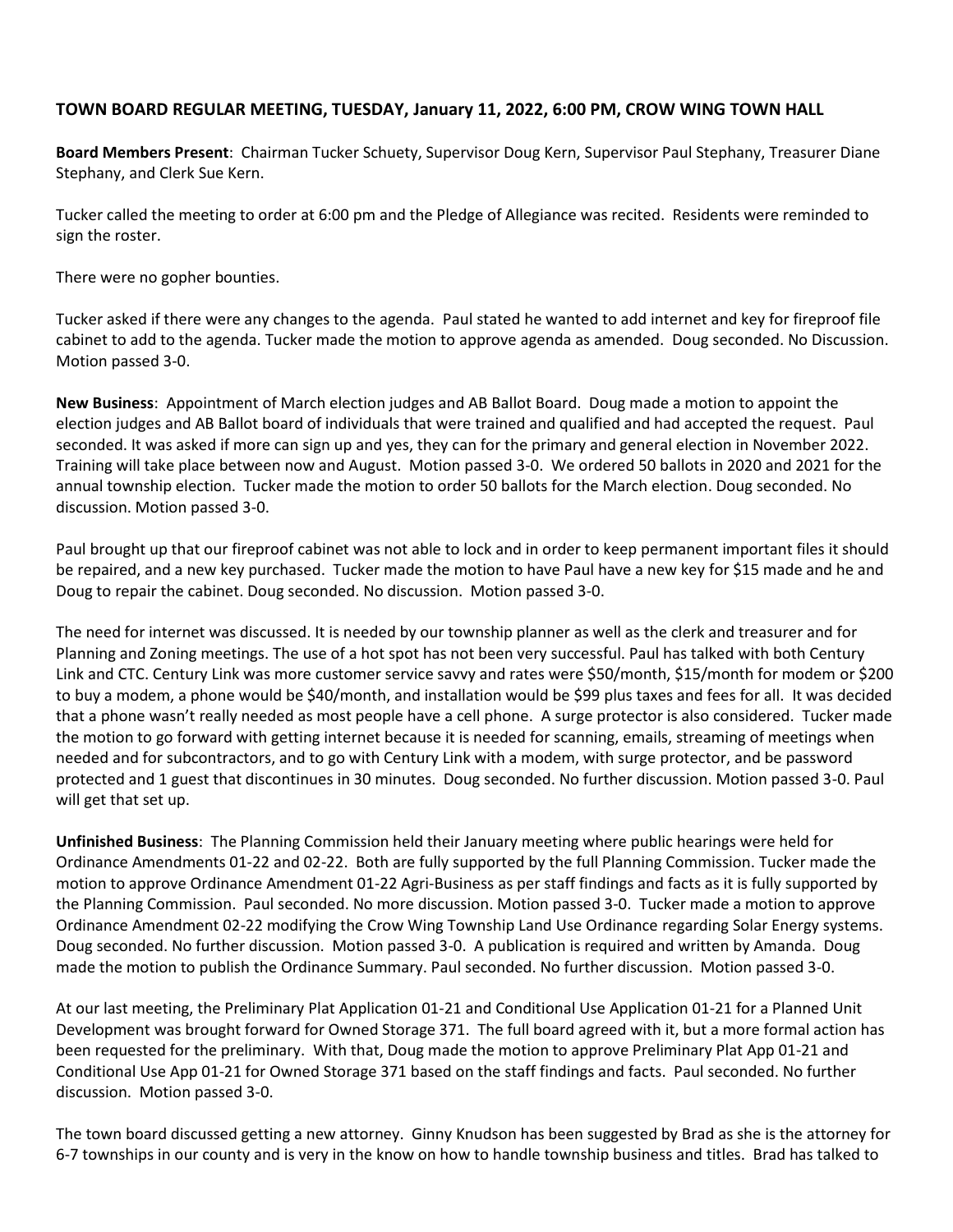**TOWN BOARD REGULAR MEETING, TUESDAY, January 11, 2022, 6:00 PM, CROW WING TOWN HALL**

**Board Members Present**: Chairman Tucker Schuety, Supervisor Doug Kern, Supervisor Paul Stephany, Treasurer Diane Stephany, and Clerk Sue Kern.

Tucker called the meeting to order at 6:00 pm and the Pledge of Allegiance was recited. Residents were reminded to sign the roster.

There were no gopher bounties.

Tucker asked if there were any changes to the agenda. Paul stated he wanted to add internet and key for fireproof file cabinet to add to the agenda. Tucker made the motion to approve agenda as amended. Doug seconded. No Discussion. Motion passed 3-0.

**New Business**: Appointment of March election judges and AB Ballot Board. Doug made a motion to appoint the election judges and AB Ballot board of individuals that were trained and qualified and had accepted the request. Paul seconded. It was asked if more can sign up and yes, they can for the primary and general election in November 2022. Training will take place between now and August. Motion passed 3-0. We ordered 50 ballots in 2020 and 2021 for the annual township election. Tucker made the motion to order 50 ballots for the March election. Doug seconded. No discussion. Motion passed 3-0.

Paul brought up that our fireproof cabinet was not able to lock and in order to keep permanent important files it should be repaired, and a new key purchased. Tucker made the motion to have Paul have a new key for $15 made and he and Doug to repair the cabinet. Doug seconded. No discussion. Motion passed 3-0.

The need for internet was discussed. It is needed by our township planner as well as the clerk and treasurer and for Planning and Zoning meetings. The use of a hot spot has not been very successful. Paul has talked with both Century Link and CTC. Century Link was more customer service savvy and rates were $50/month, $15/month for modem or $200 to buy a modem, a phone would be $40/month, and installation would be $99 plus taxes and fees for all. It was decided that a phone wasn't really needed as most people have a cell phone. A surge protector is also considered. Tucker made the motion to go forward with getting internet because it is needed for scanning, emails, streaming of meetings when needed and for subcontractors, and to go with Century Link with a modem, with surge protector, and be password protected and 1 guest that discontinues in 30 minutes. Doug seconded. No further discussion. Motion passed 3-0. Paul will get that set up.

**Unfinished Business**: The Planning Commission held their January meeting where public hearings were held for Ordinance Amendments 01-22 and 02-22. Both are fully supported by the full Planning Commission. Tucker made the motion to approve Ordinance Amendment 01-22 Agri-Business as per staff findings and facts as it is fully supported by the Planning Commission. Paul seconded. No more discussion. Motion passed 3-0. Tucker made a motion to approve Ordinance Amendment 02-22 modifying the Crow Wing Township Land Use Ordinance regarding Solar Energy systems. Doug seconded. No further discussion. Motion passed 3-0. A publication is required and written by Amanda. Doug made the motion to publish the Ordinance Summary. Paul seconded. No further discussion. Motion passed 3-0.

At our last meeting, the Preliminary Plat Application 01-21 and Conditional Use Application 01-21 for a Planned Unit Development was brought forward for Owned Storage 371. The full board agreed with it, but a more formal action has been requested for the preliminary. With that, Doug made the motion to approve Preliminary Plat App 01-21 and Conditional Use App 01-21 for Owned Storage 371 based on the staff findings and facts. Paul seconded. No further discussion. Motion passed 3-0.

The town board discussed getting a new attorney. Ginny Knudson has been suggested by Brad as she is the attorney for 6-7 townships in our county and is very in the know on how to handle township business and titles. Brad has talked to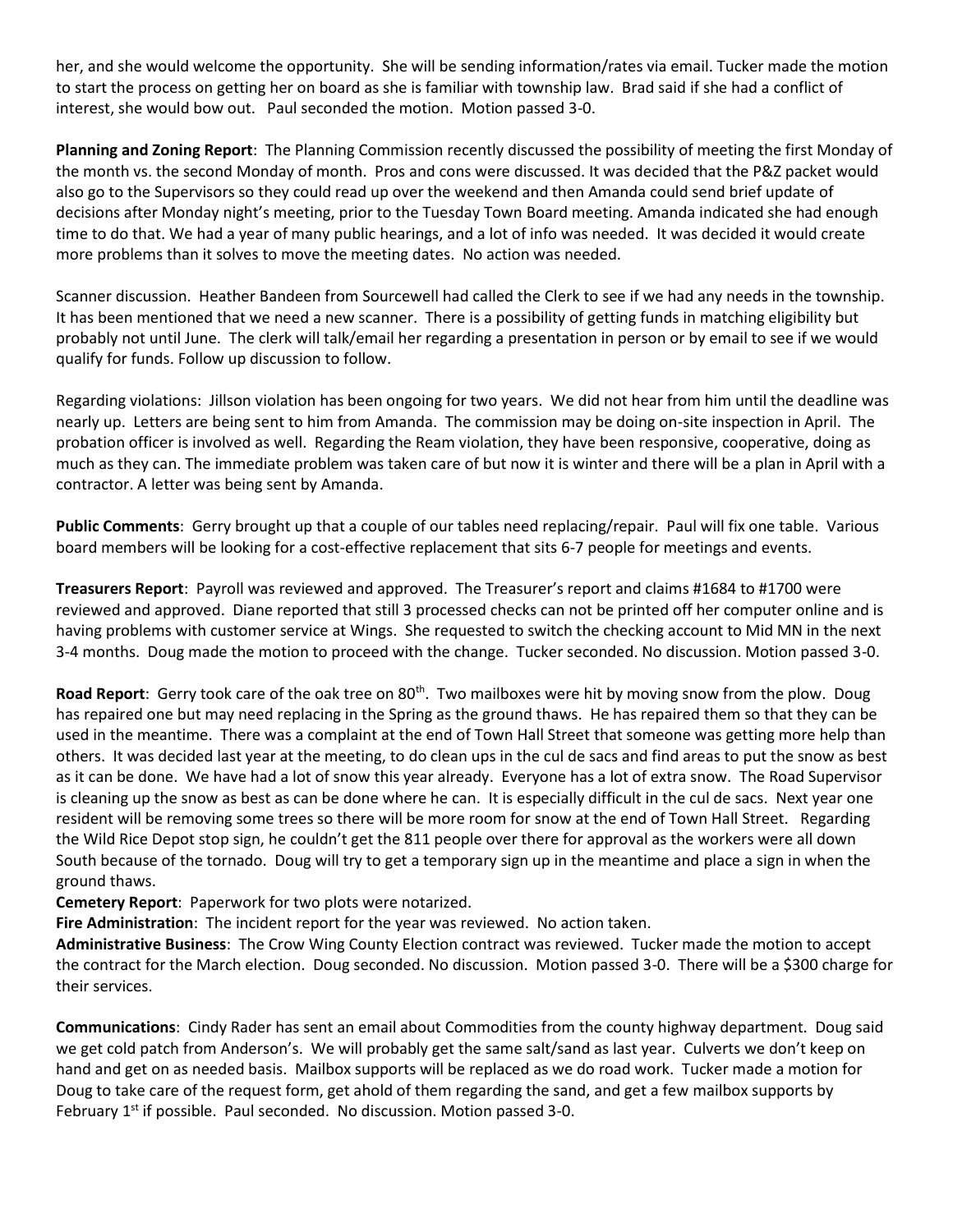her, and she would welcome the opportunity. She will be sending information/rates via email. Tucker made the motion to start the process on getting her on board as she is familiar with township law. Brad said if she had a conflict of interest, she would bow out. Paul seconded the motion. Motion passed 3-0.

**Planning and Zoning Report**: The Planning Commission recently discussed the possibility of meeting the first Monday of the month vs. the second Monday of month. Pros and cons were discussed. It was decided that the P&Z packet would also go to the Supervisors so they could read up over the weekend and then Amanda could send brief update of decisions after Monday night's meeting, prior to the Tuesday Town Board meeting. Amanda indicated she had enough time to do that. We had a year of many public hearings, and a lot of info was needed. It was decided it would create more problems than it solves to move the meeting dates. No action was needed.

Scanner discussion. Heather Bandeen from Sourcewell had called the Clerk to see if we had any needs in the township. It has been mentioned that we need a new scanner. There is a possibility of getting funds in matching eligibility but probably not until June. The clerk will talk/email her regarding a presentation in person or by email to see if we would qualify for funds. Follow up discussion to follow.

Regarding violations: Jillson violation has been ongoing for two years. We did not hear from him until the deadline was nearly up. Letters are being sent to him from Amanda. The commission may be doing on-site inspection in April. The probation officer is involved as well. Regarding the Ream violation, they have been responsive, cooperative, doing as much as they can. The immediate problem was taken care of but now it is winter and there will be a plan in April with a contractor. A letter was being sent by Amanda.

**Public Comments**: Gerry brought up that a couple of our tables need replacing/repair. Paul will fix one table. Various board members will be looking for a cost-effective replacement that sits 6-7 people for meetings and events.

**Treasurers Report**: Payroll was reviewed and approved. The Treasurer's report and claims #1684 to #1700 were reviewed and approved. Diane reported that still 3 processed checks can not be printed off her computer online and is having problems with customer service at Wings. She requested to switch the checking account to Mid MN in the next 3-4 months. Doug made the motion to proceed with the change. Tucker seconded. No discussion. Motion passed 3-0.

**Road Report**: Gerry took care of the oak tree on 80th. Two mailboxes were hit by moving snow from the plow. Doug has repaired one but may need replacing in the Spring as the ground thaws. He has repaired them so that they can be used in the meantime. There was a complaint at the end of Town Hall Street that someone was getting more help than others. It was decided last year at the meeting, to do clean ups in the cul de sacs and find areas to put the snow as best as it can be done. We have had a lot of snow this year already. Everyone has a lot of extra snow. The Road Supervisor is cleaning up the snow as best as can be done where he can. It is especially difficult in the cul de sacs. Next year one resident will be removing some trees so there will be more room for snow at the end of Town Hall Street. Regarding the Wild Rice Depot stop sign, he couldn't get the 811 people over there for approval as the workers were all down South because of the tornado. Doug will try to get a temporary sign up in the meantime and place a sign in when the ground thaws.

**Cemetery Report**: Paperwork for two plots were notarized.

**Fire Administration**: The incident report for the year was reviewed. No action taken.

**Administrative Business**: The Crow Wing County Election contract was reviewed. Tucker made the motion to accept the contract for the March election. Doug seconded. No discussion. Motion passed 3-0. There will be a $300 charge for their services.

**Communications**: Cindy Rader has sent an email about Commodities from the county highway department. Doug said we get cold patch from Anderson's. We will probably get the same salt/sand as last year. Culverts we don't keep on hand and get on as needed basis. Mailbox supports will be replaced as we do road work. Tucker made a motion for Doug to take care of the request form, get ahold of them regarding the sand, and get a few mailbox supports by February 1st if possible. Paul seconded. No discussion. Motion passed 3-0.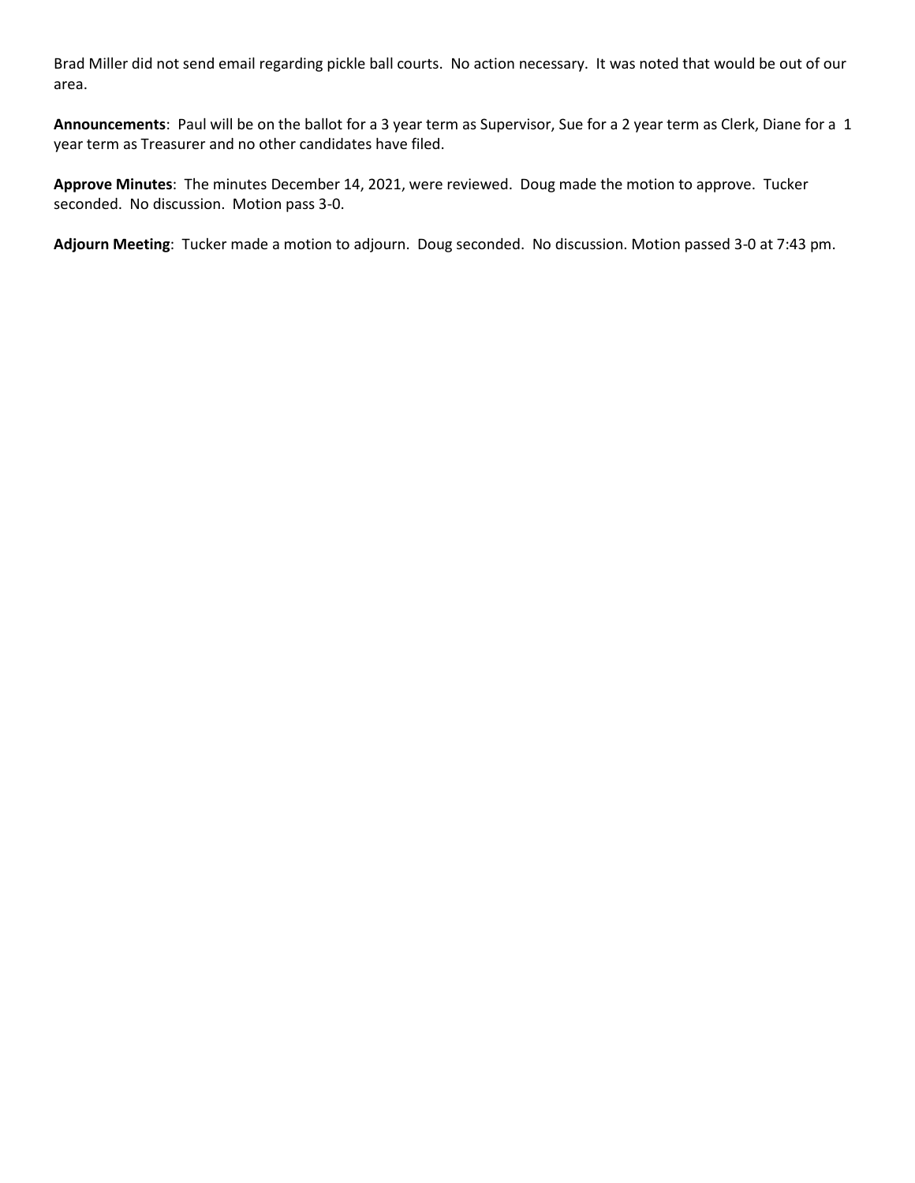Brad Miller did not send email regarding pickle ball courts. No action necessary. It was noted that would be out of our area.

**Announcements**: Paul will be on the ballot for a 3 year term as Supervisor, Sue for a 2 year term as Clerk, Diane for a 1 year term as Treasurer and no other candidates have filed.

**Approve Minutes**: The minutes December 14, 2021, were reviewed. Doug made the motion to approve. Tucker seconded. No discussion. Motion pass 3-0.

**Adjourn Meeting**: Tucker made a motion to adjourn. Doug seconded. No discussion. Motion passed 3-0 at 7:43 pm.